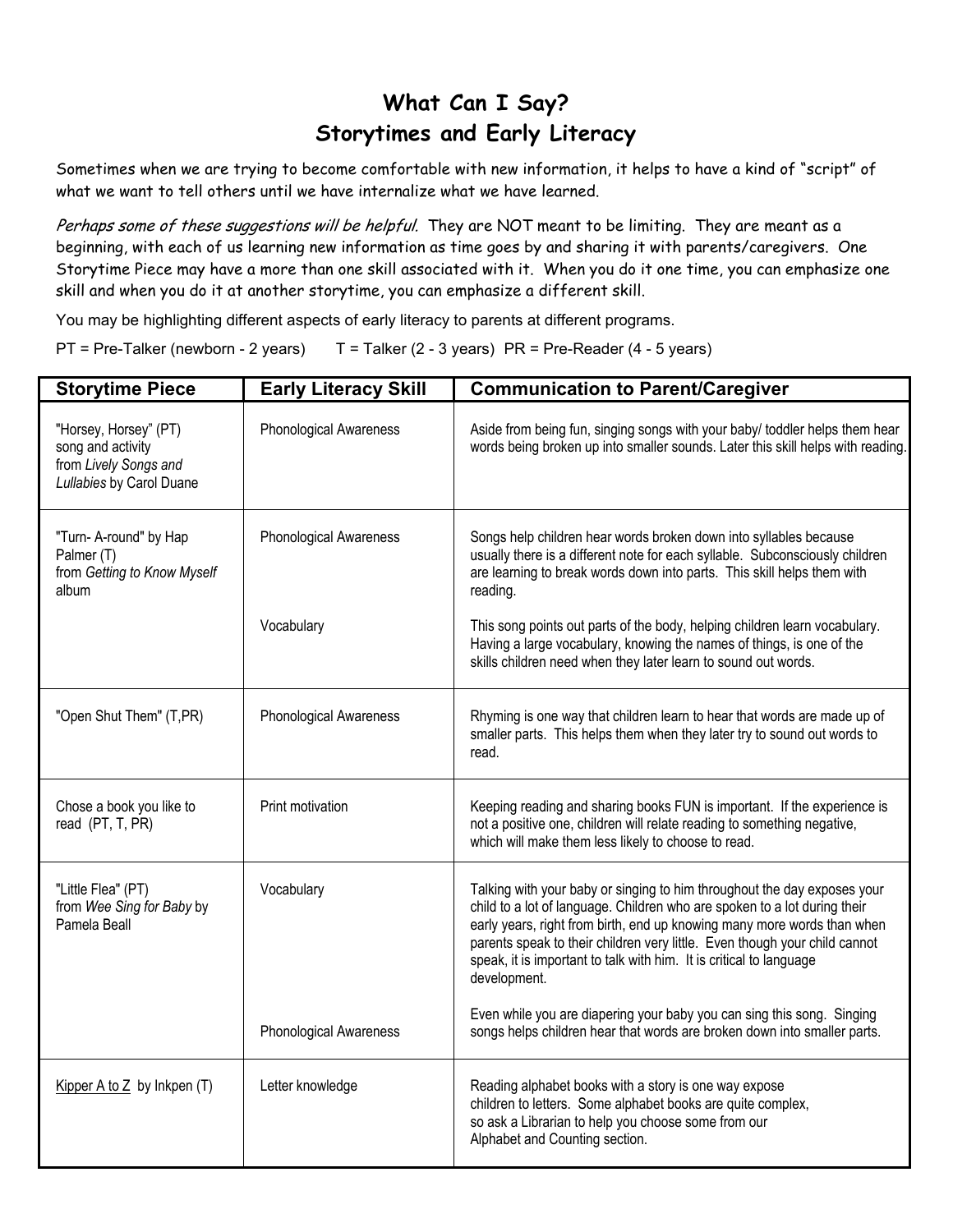# What Can I Say?
# Storytimes and Early Literacy

Sometimes when we are trying to become comfortable with new information, it helps to have a kind of "script" of what we want to tell others until we have internalize what we have learned.

*Perhaps some of these suggestions will be helpful.* They are NOT meant to be limiting. They are meant as a beginning, with each of us learning new information as time goes by and sharing it with parents/caregivers. One Storytime Piece may have a more than one skill associated with it. When you do it one time, you can emphasize one skill and when you do it at another storytime, you can emphasize a different skill.

You may be highlighting different aspects of early literacy to parents at different programs.

PT = Pre-Talker (newborn - 2 years) T = Talker (2 - 3 years) PR = Pre-Reader (4 - 5 years)

| Storytime Piece | Early Literacy Skill | Communication to Parent/Caregiver |
|---|---|---|
| "Horsey, Horsey" (PT) song and activity from *Lively Songs and Lullabies* by Carol Duane | Phonological Awareness | Aside from being fun, singing songs with your baby/ toddler helps them hear words being broken up into smaller sounds. Later this skill helps with reading. |
| "Turn- A-round" by Hap Palmer (T) from *Getting to Know Myself* album | Phonological Awareness | Songs help children hear words broken down into syllables because usually there is a different note for each syllable. Subconsciously children are learning to break words down into parts. This skill helps them with reading. |
| | Vocabulary | This song points out parts of the body, helping children learn vocabulary. Having a large vocabulary, knowing the names of things, is one of the skills children need when they later learn to sound out words. |
| "Open Shut Them" (T,PR) | Phonological Awareness | Rhyming is one way that children learn to hear that words are made up of smaller parts. This helps them when they later try to sound out words to read. |
| Chose a book you like to read (PT, T, PR) | Print motivation | Keeping reading and sharing books FUN is important. If the experience is not a positive one, children will relate reading to something negative, which will make them less likely to choose to read. |
| "Little Flea" (PT) from *Wee Sing for Baby* by Pamela Beall | Vocabulary | Talking with your baby or singing to him throughout the day exposes your child to a lot of language. Children who are spoken to a lot during their early years, right from birth, end up knowing many more words than when parents speak to their children very little. Even though your child cannot speak, it is important to talk with him. It is critical to language development. |
| | Phonological Awareness | Even while you are diapering your baby you can sing this song. Singing songs helps children hear that words are broken down into smaller parts. |
| <u>Kipper A to Z</u> by Inkpen (T) | Letter knowledge | Reading alphabet books with a story is one way expose children to letters. Some alphabet books are quite complex, so ask a Librarian to help you choose some from our Alphabet and Counting section. |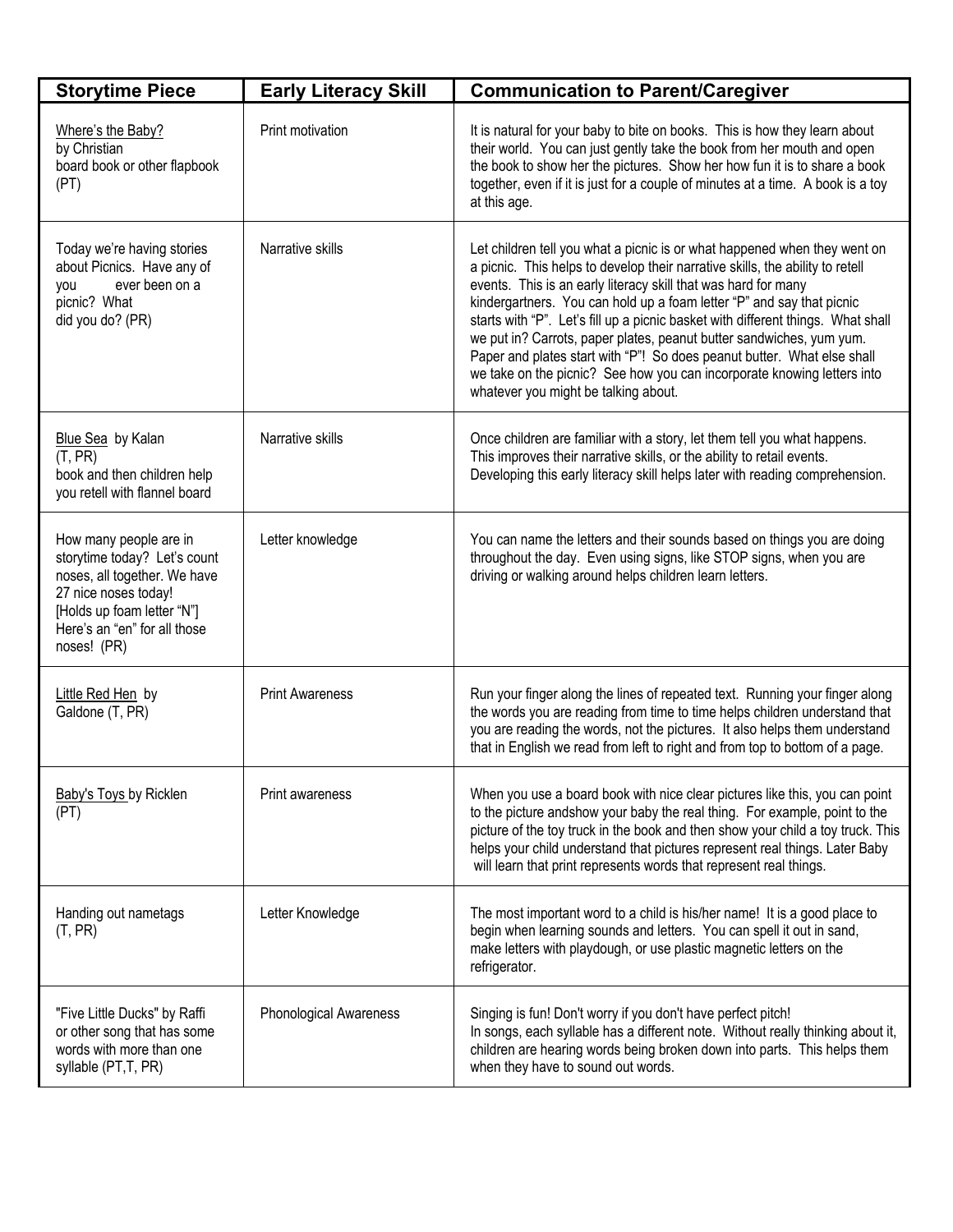| Storytime Piece | Early Literacy Skill | Communication to Parent/Caregiver |
|---|---|---|
| Where's the Baby? by Christian board book or other flapbook (PT) | Print motivation | It is natural for your baby to bite on books. This is how they learn about their world. You can just gently take the book from her mouth and open the book to show her the pictures. Show her how fun it is to share a book together, even if it is just for a couple of minutes at a time. A book is a toy at this age. |
| Today we're having stories about Picnics. Have any of you ever been on a picnic? What did you do? (PR) | Narrative skills | Let children tell you what a picnic is or what happened when they went on a picnic. This helps to develop their narrative skills, the ability to retell events. This is an early literacy skill that was hard for many kindergartners. You can hold up a foam letter "P" and say that picnic starts with "P". Let's fill up a picnic basket with different things. What shall we put in? Carrots, paper plates, peanut butter sandwiches, yum yum. Paper and plates start with "P"! So does peanut butter. What else shall we take on the picnic? See how you can incorporate knowing letters into whatever you might be talking about. |
| Blue Sea by Kalan (T, PR) book and then children help you retell with flannel board | Narrative skills | Once children are familiar with a story, let them tell you what happens. This improves their narrative skills, or the ability to retail events. Developing this early literacy skill helps later with reading comprehension. |
| How many people are in storytime today? Let's count noses, all together. We have 27 nice noses today! [Holds up foam letter "N"] Here's an "en" for all those noses! (PR) | Letter knowledge | You can name the letters and their sounds based on things you are doing throughout the day. Even using signs, like STOP signs, when you are driving or walking around helps children learn letters. |
| Little Red Hen by Galdone (T, PR) | Print Awareness | Run your finger along the lines of repeated text. Running your finger along the words you are reading from time to time helps children understand that you are reading the words, not the pictures. It also helps them understand that in English we read from left to right and from top to bottom of a page. |
| Baby's Toys by Ricklen (PT) | Print awareness | When you use a board book with nice clear pictures like this, you can point to the picture andshow your baby the real thing. For example, point to the picture of the toy truck in the book and then show your child a toy truck. This helps your child understand that pictures represent real things. Later Baby will learn that print represents words that represent real things. |
| Handing out nametags (T, PR) | Letter Knowledge | The most important word to a child is his/her name! It is a good place to begin when learning sounds and letters. You can spell it out in sand, make letters with playdough, or use plastic magnetic letters on the refrigerator. |
| "Five Little Ducks" by Raffi or other song that has some words with more than one syllable (PT,T, PR) | Phonological Awareness | Singing is fun! Don't worry if you don't have perfect pitch! In songs, each syllable has a different note. Without really thinking about it, children are hearing words being broken down into parts. This helps them when they have to sound out words. |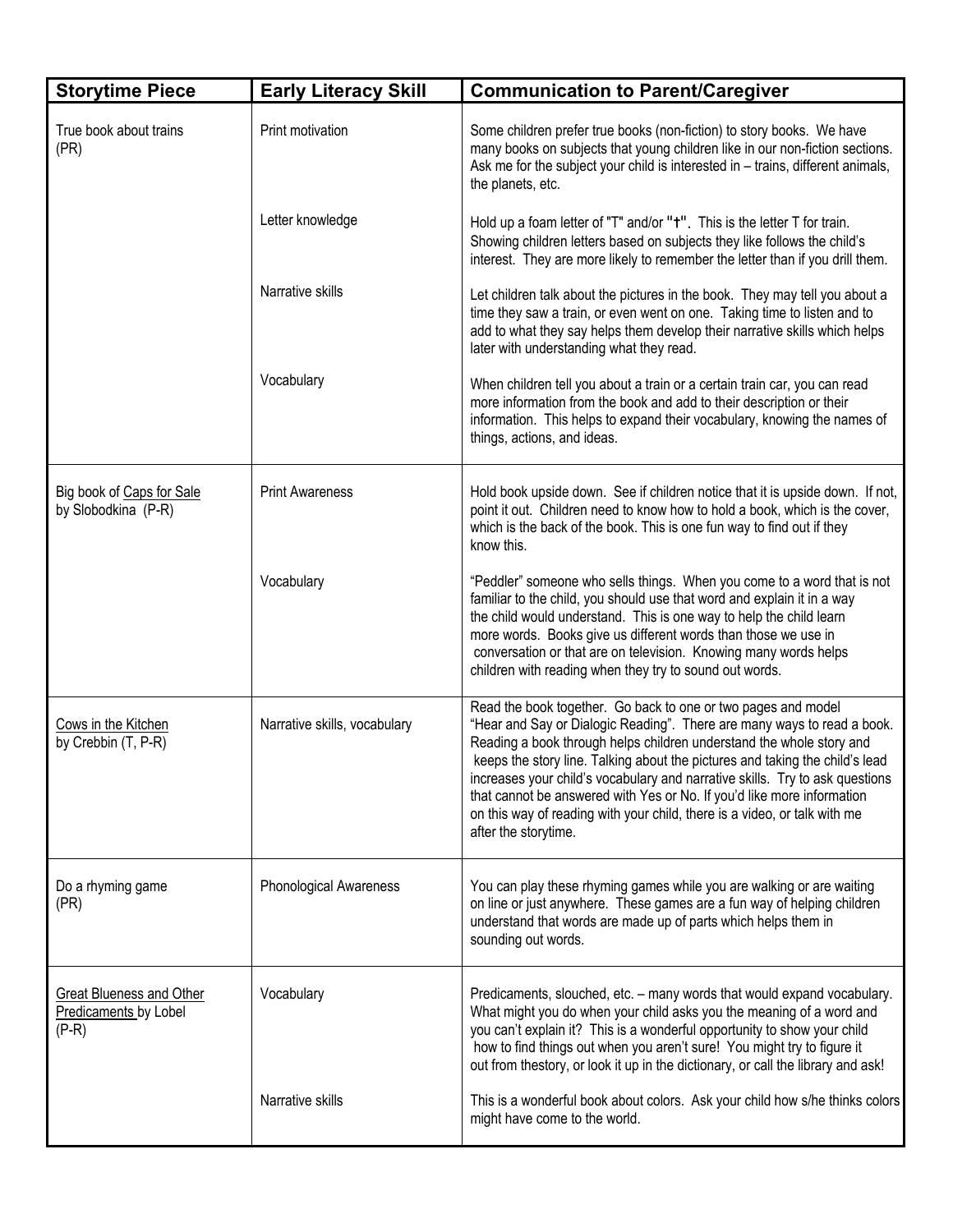| Storytime Piece | Early Literacy Skill | Communication to Parent/Caregiver |
|---|---|---|
| True book about trains (PR) | Print motivation | Some children prefer true books (non-fiction) to story books. We have many books on subjects that young children like in our non-fiction sections. Ask me for the subject your child is interested in – trains, different animals, the planets, etc. |
| | Letter knowledge | Hold up a foam letter of "T" and/or "t". This is the letter T for train. Showing children letters based on subjects they like follows the child's interest. They are more likely to remember the letter than if you drill them. |
| | Narrative skills | Let children talk about the pictures in the book. They may tell you about a time they saw a train, or even went on one. Taking time to listen and to add to what they say helps them develop their narrative skills which helps later with understanding what they read. |
| | Vocabulary | When children tell you about a train or a certain train car, you can read more information from the book and add to their description or their information. This helps to expand their vocabulary, knowing the names of things, actions, and ideas. |
| Big book of <u>Caps for Sale</u> by Slobodkina (P-R) | Print Awareness | Hold book upside down. See if children notice that it is upside down. If not, point it out. Children need to know how to hold a book, which is the cover, which is the back of the book. This is one fun way to find out if they know this. |
| | Vocabulary | "Peddler" someone who sells things. When you come to a word that is not familiar to the child, you should use that word and explain it in a way the child would understand. This is one way to help the child learn more words. Books give us different words than those we use in conversation or that are on television. Knowing many words helps children with reading when they try to sound out words. |
| <u>Cows in the Kitchen</u> by Crebbin (T, P-R) | Narrative skills, vocabulary | Read the book together. Go back to one or two pages and model "Hear and Say or Dialogic Reading". There are many ways to read a book. Reading a book through helps children understand the whole story and keeps the story line. Talking about the pictures and taking the child's lead increases your child's vocabulary and narrative skills. Try to ask questions that cannot be answered with Yes or No. If you'd like more information on this way of reading with your child, there is a video, or talk with me after the storytime. |
| Do a rhyming game (PR) | Phonological Awareness | You can play these rhyming games while you are walking or are waiting on line or just anywhere. These games are a fun way of helping children understand that words are made up of parts which helps them in sounding out words. |
| <u>Great Blueness and Other Predicaments</u> by Lobel (P-R) | Vocabulary | Predicaments, slouched, etc. – many words that would expand vocabulary. What might you do when your child asks you the meaning of a word and you can't explain it? This is a wonderful opportunity to show your child how to find things out when you aren't sure! You might try to figure it out from thestory, or look it up in the dictionary, or call the library and ask! |
| | Narrative skills | This is a wonderful book about colors. Ask your child how s/he thinks colors might have come to the world. |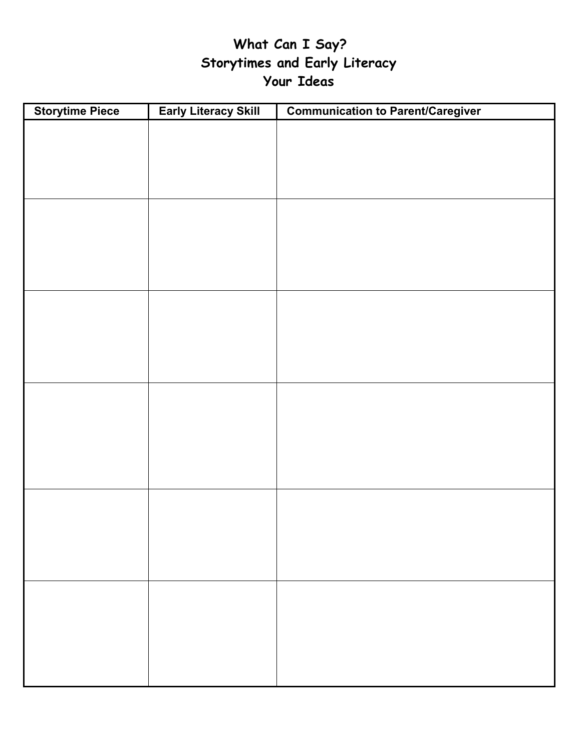# What Can I Say?
## Storytimes and Early Literacy
## Your Ideas

| Storytime Piece | Early Literacy Skill | Communication to Parent/Caregiver |
|---|---|---|
| | | |
| | | |
| | | |
| | | |
| | | |
| | | |